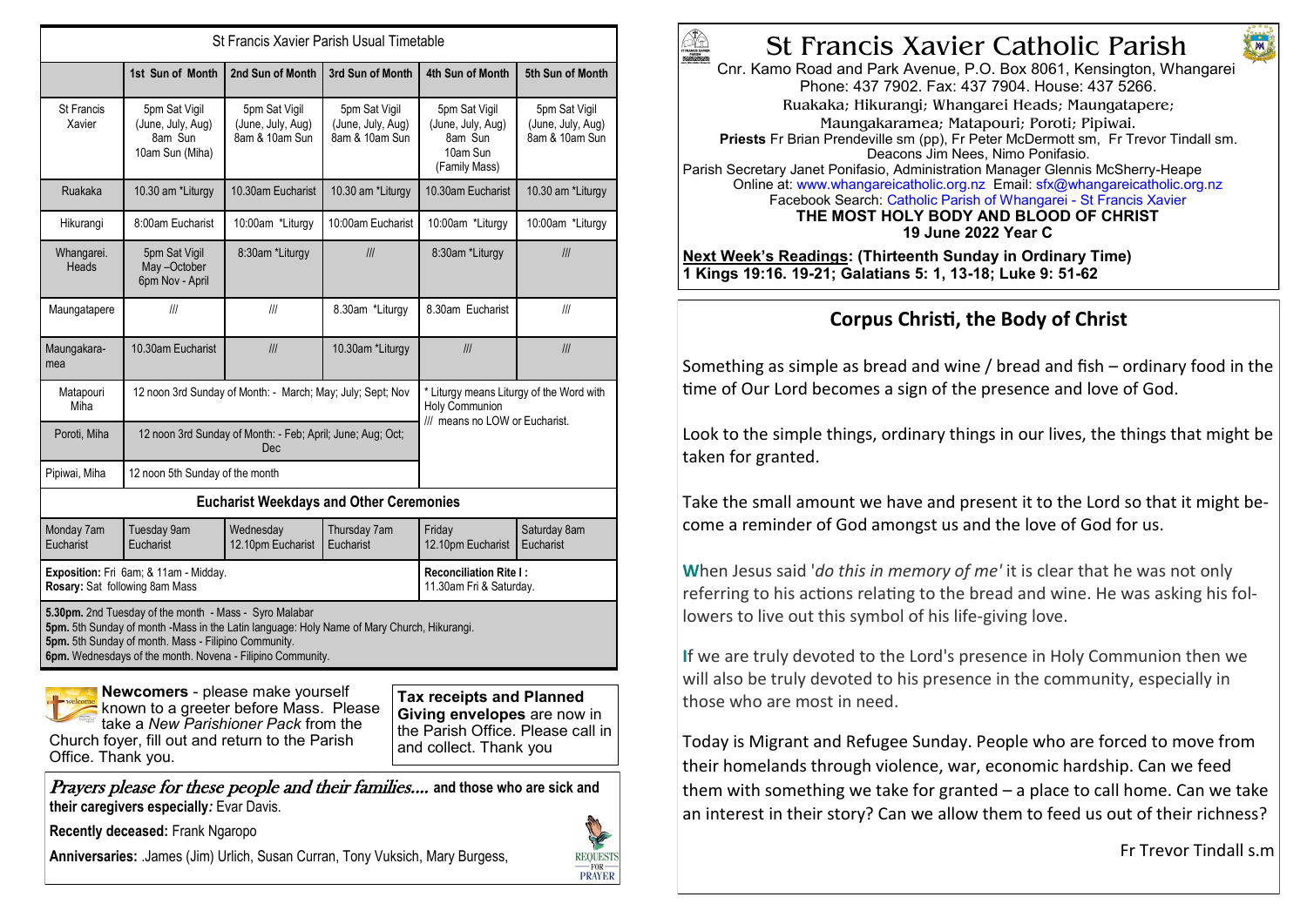| St Francis Xavier Parish Usual Timetable | | | | | |
|---|---|---|---|---|---|
| | 1st Sun of Month | 2nd Sun of Month | 3rd Sun of Month | 4th Sun of Month | 5th Sun of Month |
| St Francis Xavier | 5pm Sat Vigil (June, July, Aug) 8am Sun 10am Sun (Miha) | 5pm Sat Vigil (June, July, Aug) 8am & 10am Sun | 5pm Sat Vigil (June, July, Aug) 8am & 10am Sun | 5pm Sat Vigil (June, July, Aug) 8am Sun 10am Sun (Family Mass) | 5pm Sat Vigil (June, July, Aug) 8am & 10am Sun |
| Ruakaka | 10.30 am *Liturgy | 10.30am Eucharist | 10.30 am *Liturgy | 10.30am Eucharist | 10.30 am *Liturgy |
| Hikurangi | 8:00am Eucharist | 10:00am *Liturgy | 10:00am Eucharist | 10:00am *Liturgy | 10:00am *Liturgy |
| Whangarei. Heads | 5pm Sat Vigil May –October 6pm Nov - April | 8:30am *Liturgy | /// | 8:30am *Liturgy | /// |
| Maungatapere | /// | /// | 8.30am *Liturgy | 8.30am Eucharist | /// |
| Maungakaramea | 10.30am Eucharist | /// | 10.30am *Liturgy | /// | /// |
| Matapouri Miha | 12 noon 3rd Sunday of Month: - March; May; July; Sept; Nov | | | * Liturgy means Liturgy of the Word with Holy Communion /// means no LOW or Eucharist. | |
| Poroti, Miha | 12 noon 3rd Sunday of Month: - Feb; April; June; Aug; Oct; Dec | | | | |
| Pipiwai, Miha | 12 noon 5th Sunday of the month | | | | |

| Eucharist Weekdays and Other Ceremonies | | | | | |
|---|---|---|---|---|---|
| Monday 7am Eucharist | Tuesday 9am Eucharist | Wednesday 12.10pm Eucharist | Thursday 7am Eucharist | Friday 12.10pm Eucharist | Saturday 8am Eucharist |
| **Exposition:** Fri 6am; & 11am - Midday. **Rosary:** Sat following 8am Mass | | | | **Reconciliation Rite I :** 11.30am Fri & Saturday. | |

**5.30pm.** 2nd Tuesday of the month - Mass - Syro Malabar
**5pm.** 5th Sunday of month -Mass in the Latin language: Holy Name of Mary Church, Hikurangi.
**5pm.** 5th Sunday of month. Mass - Filipino Community.
**6pm.** Wednesdays of the month. Novena - Filipino Community.

**Newcomers** - please make yourself known to a greeter before Mass. Please take a *New Parishioner Pack* from the Church foyer, fill out and return to the Parish Office. Thank you.

**Tax receipts and Planned Giving envelopes** are now in the Parish Office. Please call in and collect. Thank you

*Prayers please for these people and their families....* **and those who are sick and their caregivers especially***:* Evar Davis.

**Recently deceased:** Frank Ngaropo

**Anniversaries:** .James (Jim) Urlich, Susan Curran, Tony Vuksich, Mary Burgess,

# St Francis Xavier Catholic Parish

Cnr. Kamo Road and Park Avenue, P.O. Box 8061, Kensington, Whangarei
Phone: 437 7902. Fax: 437 7904. House: 437 5266.
Ruakaka; Hikurangi; Whangarei Heads; Maungatapere;
Maungakaramea; Matapouri; Poroti; Pipiwai.
**Priests** Fr Brian Prendeville sm (pp), Fr Peter McDermott sm, Fr Trevor Tindall sm.
Deacons Jim Nees, Nimo Ponifasio.
Parish Secretary Janet Ponifasio, Administration Manager Glennis McSherry-Heape
Online at: www.whangareicatholic.org.nz Email: sfx@whangareicatholic.org.nz
Facebook Search: Catholic Parish of Whangarei - St Francis Xavier

**THE MOST HOLY BODY AND BLOOD OF CHRIST**
**19 June 2022 Year C**

**Next Week's Readings: (Thirteenth Sunday in Ordinary Time)**
**1 Kings 19:16. 19-21; Galatians 5: 1, 13-18; Luke 9: 51-62**

## Corpus Christi, the Body of Christ

Something as simple as bread and wine / bread and fish – ordinary food in the time of Our Lord becomes a sign of the presence and love of God.

Look to the simple things, ordinary things in our lives, the things that might be taken for granted.

Take the small amount we have and present it to the Lord so that it might become a reminder of God amongst us and the love of God for us.

When Jesus said '*do this in memory of me'* it is clear that he was not only referring to his actions relating to the bread and wine. He was asking his followers to live out this symbol of his life-giving love.

If we are truly devoted to the Lord's presence in Holy Communion then we will also be truly devoted to his presence in the community, especially in those who are most in need.

Today is Migrant and Refugee Sunday. People who are forced to move from their homelands through violence, war, economic hardship. Can we feed them with something we take for granted – a place to call home. Can we take an interest in their story? Can we allow them to feed us out of their richness?

Fr Trevor Tindall s.m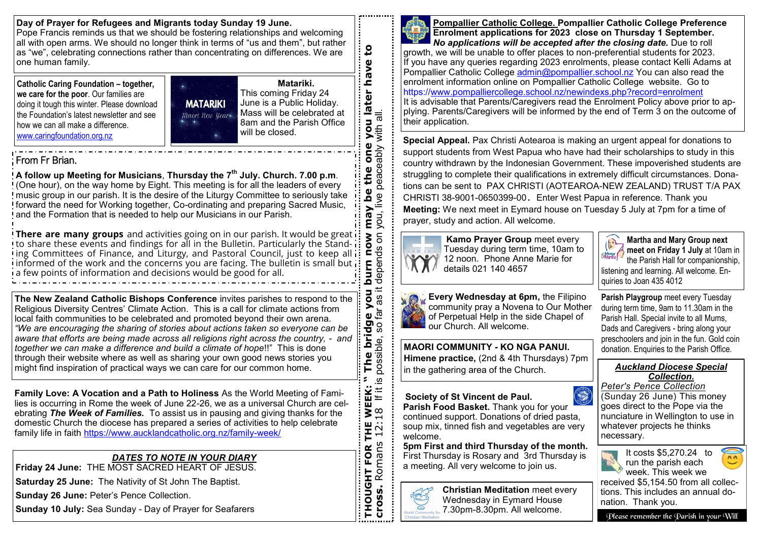**Day of Prayer for Refugees and Migrants today Sunday 19 June.**
Pope Francis reminds us that we should be fostering relationships and welcoming all with open arms. We should no longer think in terms of "us and them", but rather as "we", celebrating connections rather than concentrating on differences. We are one human family.

**Catholic Caring Foundation – together, we care for the poor**. Our families are doing it tough this winter. Please download the Foundation's latest newsletter and see how we can all make a difference. www.caringfoundation.org.nz

**Matariki.**
This coming Friday 24 June is a Public Holiday. Mass will be celebrated at 8am and the Parish Office will be closed.

## From Fr Brian.

**A follow up Meeting for Musicians**, **Thursday the 7th July. Church. 7.00 p.m**. (One hour), on the way home by Eight. This meeting is for all the leaders of every music group in our parish. It is the desire of the Liturgy Committee to seriously take forward the need for Working together, Co-ordinating and preparing Sacred Music, and the Formation that is needed to help our Musicians in our Parish.

**There are many groups** and activities going on in our parish. It would be great to share these events and findings for all in the Bulletin. Particularly the Standing Committees of Finance, and Liturgy, and Pastoral Council, just to keep all informed of the work and the concerns you are facing. The bulletin is small but a few points of information and decisions would be good for all.

**The New Zealand Catholic Bishops Conference** invites parishes to respond to the Religious Diversity Centres' Climate Action. This is a call for climate actions from local faith communities to be celebrated and promoted beyond their own arena. *"We are encouraging the sharing of stories about actions taken so everyone can be aware that efforts are being made across all religions right across the country, - and together we can make a difference and build a climate of hope!!"* This is done through their website where as well as sharing your own good news stories you might find inspiration of practical ways we can care for our common home.

**Family Love: A Vocation and a Path to Holiness** As the World Meeting of Families is occurring in Rome the week of June 22-26, we as a universal Church are celebrating ***The Week of Families.*** To assist us in pausing and giving thanks for the domestic Church the diocese has prepared a series of activities to help celebrate family life in faith https://www.aucklandcatholic.org.nz/family-week/

### *DATES TO NOTE IN YOUR DIARY*

**Friday 24 June:** THE MOST SACRED HEART OF JESUS.

**Saturday 25 June:** The Nativity of St John The Baptist.

**Sunday 26 June:** Peter's Pence Collection.

**Sunday 10 July:** Sea Sunday - Day of Prayer for Seafarers

**THOUGHT FOR THE WEEK: " The bridge you burn now may be the one you later have to cross.** Romans 12:18 If it is possible, so far as it depends on you, live peaceably with all.

**Pompallier Catholic College. Pompallier Catholic College Preference Enrolment applications for 2023 close on Thursday 1 September.** ***No applications will be accepted after the closing date.*** Due to roll growth, we will be unable to offer places to non-preferential students for 2023. If you have any queries regarding 2023 enrolments, please contact Kelli Adams at Pompallier Catholic College admin@pompallier.school.nz You can also read the enrolment information online on Pompallier Catholic College website. Go to https://www.pompalliercollege.school.nz/newindex.php?record=enrolment
It is advisable that Parents/Caregivers read the Enrolment Policy above prior to applying. Parents/Caregivers will be informed by the end of Term 3 on the outcome of their application.

**Special Appeal.** Pax Christi Aotearoa is making an urgent appeal for donations to support students from West Papua who have had their scholarships to study in this country withdrawn by the Indonesian Government. These impoverished students are struggling to complete their qualifications in extremely difficult circumstances. Donations can be sent to PAX CHRISTI (AOTEAROA-NEW ZEALAND) TRUST T/A PAX CHRISTI 38-9001-0650399-00. Enter West Papua in reference. Thank you
**Meeting:** We next meet in Eymard house on Tuesday 5 July at 7pm for a time of prayer, study and action. All welcome.

**Kamo Prayer Group** meet every Tuesday during term time, 10am to 12 noon. Phone Anne Marie for details 021 140 4657

**Every Wednesday at 6pm,** the Filipino community pray a Novena to Our Mother of Perpetual Help in the side Chapel of our Church. All welcome.

**MAORI COMMUNITY - KO NGA PANUI.**
**Himene practice,** (2nd & 4th Thursdays) 7pm in the gathering area of the Church.

**Society of St Vincent de Paul.**
**Parish Food Basket.** Thank you for your continued support. Donations of dried pasta, soup mix, tinned fish and vegetables are very welcome.
**5pm First and third Thursday of the month.** First Thursday is Rosary and 3rd Thursday is a meeting. All very welcome to join us.

**Christian Meditation** meet every Wednesday in Eymard House 7.30pm-8.30pm. All welcome.

**Martha and Mary Group next meet on Friday 1 July** at 10am in the Parish Hall for companionship, listening and learning. All welcome. Enquiries to Joan 435 4012

**Parish Playgroup** meet every Tuesday during term time, 9am to 11.30am in the Parish Hall. Special invite to all Mums, Dads and Caregivers - bring along your preschoolers and join in the fun. Gold coin donation. Enquiries to the Parish Office.

***Auckland Diocese Special Collection.***
*Peter's Pence Collection*
(Sunday 26 June) This money goes direct to the Pope via the nunciature in Wellington to use in whatever projects he thinks necessary.

It costs $5,270.24 to run the parish each week. This week we received $5,154.50 from all collections. This includes an annual donation. Thank you.

Please remember the Parish in your Will